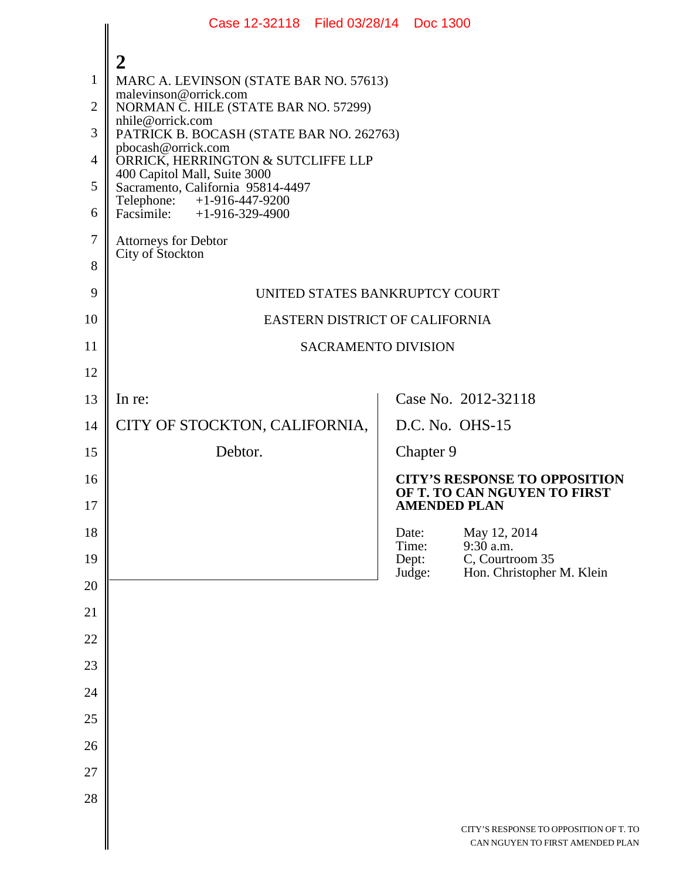**2**

MARC A. LEVINSON (STATE BAR NO. 57613)
malevinson@orrick.com
NORMAN C. HILE (STATE BAR NO. 57299)
nhile@orrick.com
PATRICK B. BOCASH (STATE BAR NO. 262763)
pbocash@orrick.com
ORRICK, HERRINGTON & SUTCLIFFE LLP
400 Capitol Mall, Suite 3000
Sacramento, California 95814-4497
Telephone: +1-916-447-9200
Facsimile: +1-916-329-4900

Attorneys for Debtor
City of Stockton

UNITED STATES BANKRUPTCY COURT

EASTERN DISTRICT OF CALIFORNIA

SACRAMENTO DIVISION

| | |
|---|---|
| In re:<br><br>CITY OF STOCKTON, CALIFORNIA,<br><br>Debtor. | Case No. 2012-32118<br><br>D.C. No. OHS-15<br><br>Chapter 9<br><br>**CITY'S RESPONSE TO OPPOSITION OF T. TO CAN NGUYEN TO FIRST AMENDED PLAN**<br><br>Date: May 12, 2014<br>Time: 9:30 a.m.<br>Dept: C, Courtroom 35<br>Judge: Hon. Christopher M. Klein |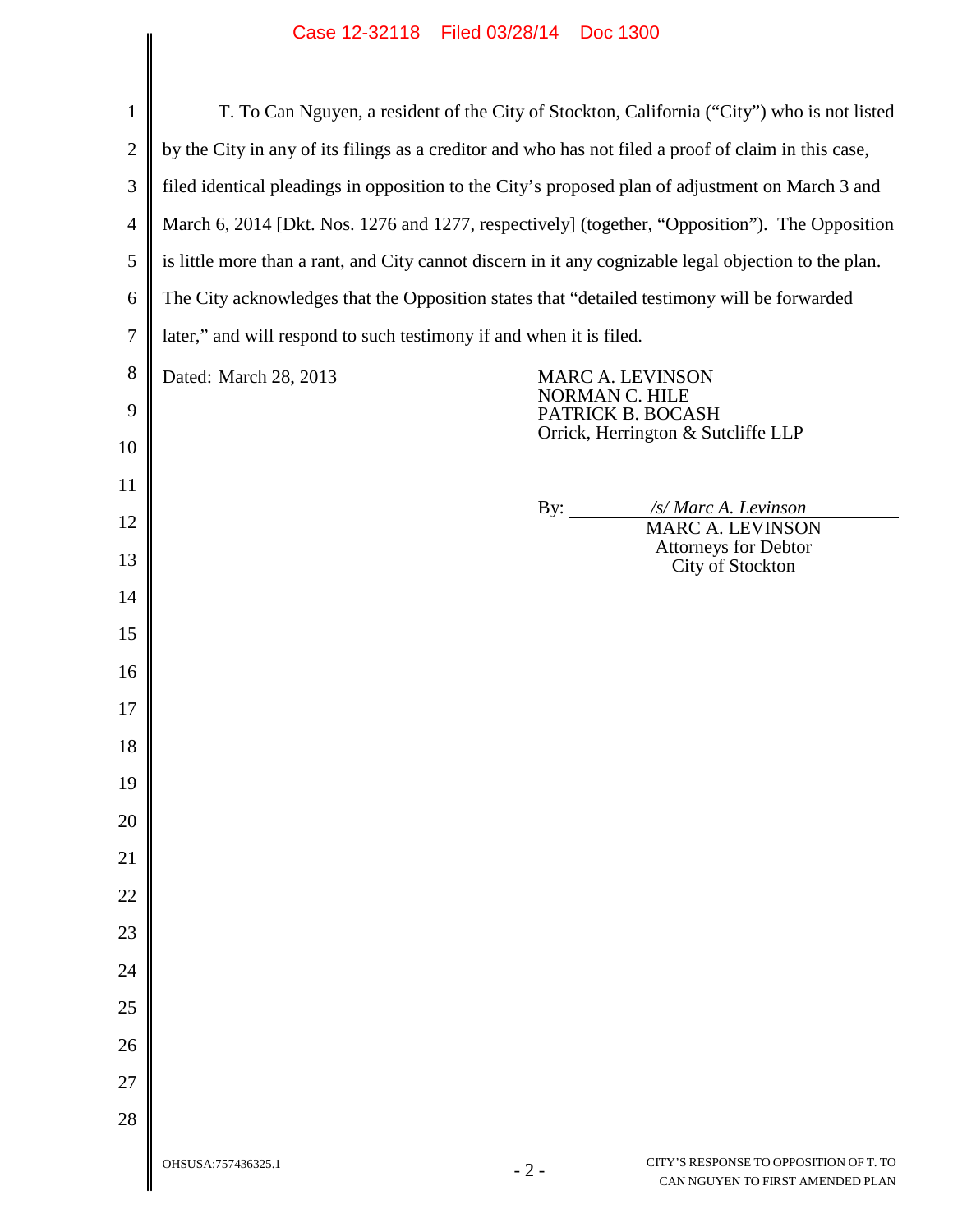T. To Can Nguyen, a resident of the City of Stockton, California ("City") who is not listed by the City in any of its filings as a creditor and who has not filed a proof of claim in this case, filed identical pleadings in opposition to the City's proposed plan of adjustment on March 3 and March 6, 2014 [Dkt. Nos. 1276 and 1277, respectively] (together, "Opposition"). The Opposition is little more than a rant, and City cannot discern in it any cognizable legal objection to the plan. The City acknowledges that the Opposition states that "detailed testimony will be forwarded later," and will respond to such testimony if and when it is filed.

Dated: March 28, 2013

MARC A. LEVINSON
NORMAN C. HILE
PATRICK B. BOCASH
Orrick, Herrington & Sutcliffe LLP

By: */s/ Marc A. Levinson*
MARC A. LEVINSON
Attorneys for Debtor
City of Stockton